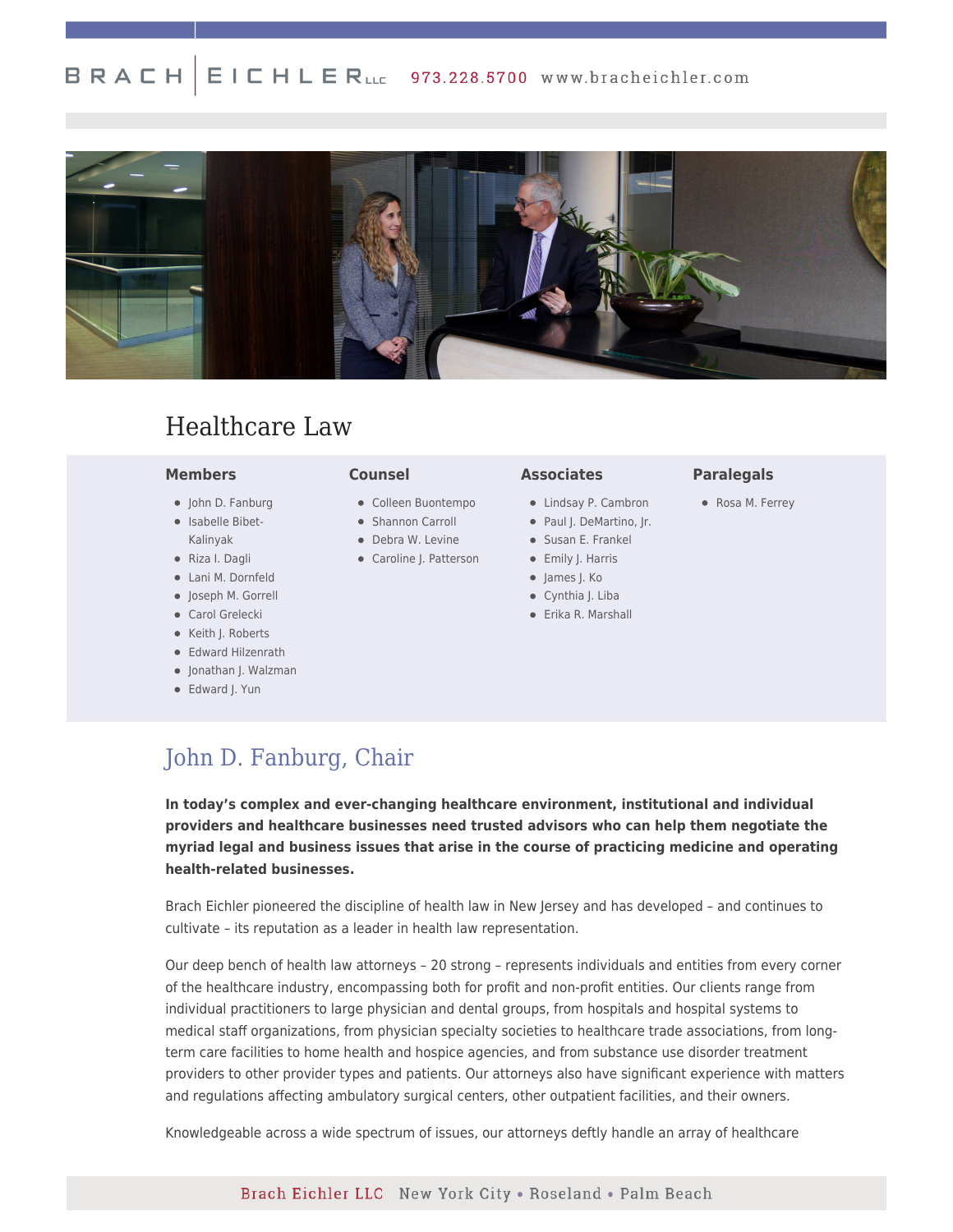# Healthcare Law

### Members

- John D. Fanburg
- Isabelle Bibet-Kalinyak
- Riza I. Dagli
- Lani M. Dornfeld
- Joseph M. Gorrell
- Carol Grelecki
- Keith J. Roberts
- Edward Hilzenrath
- Jonathan J. Walzman
- Edward J. Yun

### Counsel

- Colleen Buontempo
- Shannon Carroll
- Debra W. Levine
- Caroline J. Patterson

### Associates

- Lindsay P. Cambron
- Paul J. DeMartino, Jr.
- Susan E. Frankel
- Emily J. Harris
- James J. Ko
- Cynthia J. Liba
- Erika R. Marshall

### Paralegals

- Rosa M. Ferrey

## John D. Fanburg, Chair

**In today's complex and ever-changing healthcare environment, institutional and individual providers and healthcare businesses need trusted advisors who can help them negotiate the myriad legal and business issues that arise in the course of practicing medicine and operating health-related businesses.**

Brach Eichler pioneered the discipline of health law in New Jersey and has developed – and continues to cultivate – its reputation as a leader in health law representation.

Our deep bench of health law attorneys – 20 strong – represents individuals and entities from every corner of the healthcare industry, encompassing both for profit and non-profit entities. Our clients range from individual practitioners to large physician and dental groups, from hospitals and hospital systems to medical staff organizations, from physician specialty societies to healthcare trade associations, from long-term care facilities to home health and hospice agencies, and from substance use disorder treatment providers to other provider types and patients. Our attorneys also have significant experience with matters and regulations affecting ambulatory surgical centers, other outpatient facilities, and their owners.

Knowledgeable across a wide spectrum of issues, our attorneys deftly handle an array of healthcare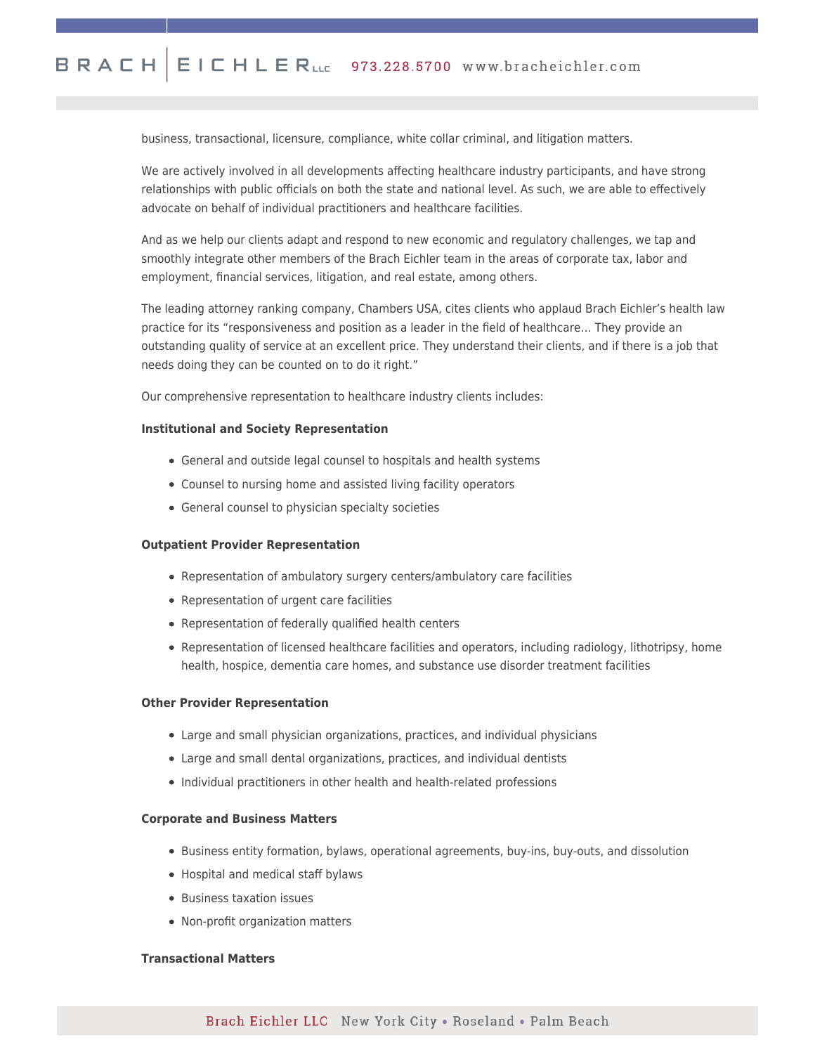business, transactional, licensure, compliance, white collar criminal, and litigation matters.

We are actively involved in all developments affecting healthcare industry participants, and have strong relationships with public officials on both the state and national level. As such, we are able to effectively advocate on behalf of individual practitioners and healthcare facilities.

And as we help our clients adapt and respond to new economic and regulatory challenges, we tap and smoothly integrate other members of the Brach Eichler team in the areas of corporate tax, labor and employment, financial services, litigation, and real estate, among others.

The leading attorney ranking company, Chambers USA, cites clients who applaud Brach Eichler's health law practice for its "responsiveness and position as a leader in the field of healthcare… They provide an outstanding quality of service at an excellent price. They understand their clients, and if there is a job that needs doing they can be counted on to do it right."

Our comprehensive representation to healthcare industry clients includes:

**Institutional and Society Representation**

- General and outside legal counsel to hospitals and health systems
- Counsel to nursing home and assisted living facility operators
- General counsel to physician specialty societies

**Outpatient Provider Representation**

- Representation of ambulatory surgery centers/ambulatory care facilities
- Representation of urgent care facilities
- Representation of federally qualified health centers
- Representation of licensed healthcare facilities and operators, including radiology, lithotripsy, home health, hospice, dementia care homes, and substance use disorder treatment facilities

**Other Provider Representation**

- Large and small physician organizations, practices, and individual physicians
- Large and small dental organizations, practices, and individual dentists
- Individual practitioners in other health and health-related professions

**Corporate and Business Matters**

- Business entity formation, bylaws, operational agreements, buy-ins, buy-outs, and dissolution
- Hospital and medical staff bylaws
- Business taxation issues
- Non-profit organization matters

**Transactional Matters**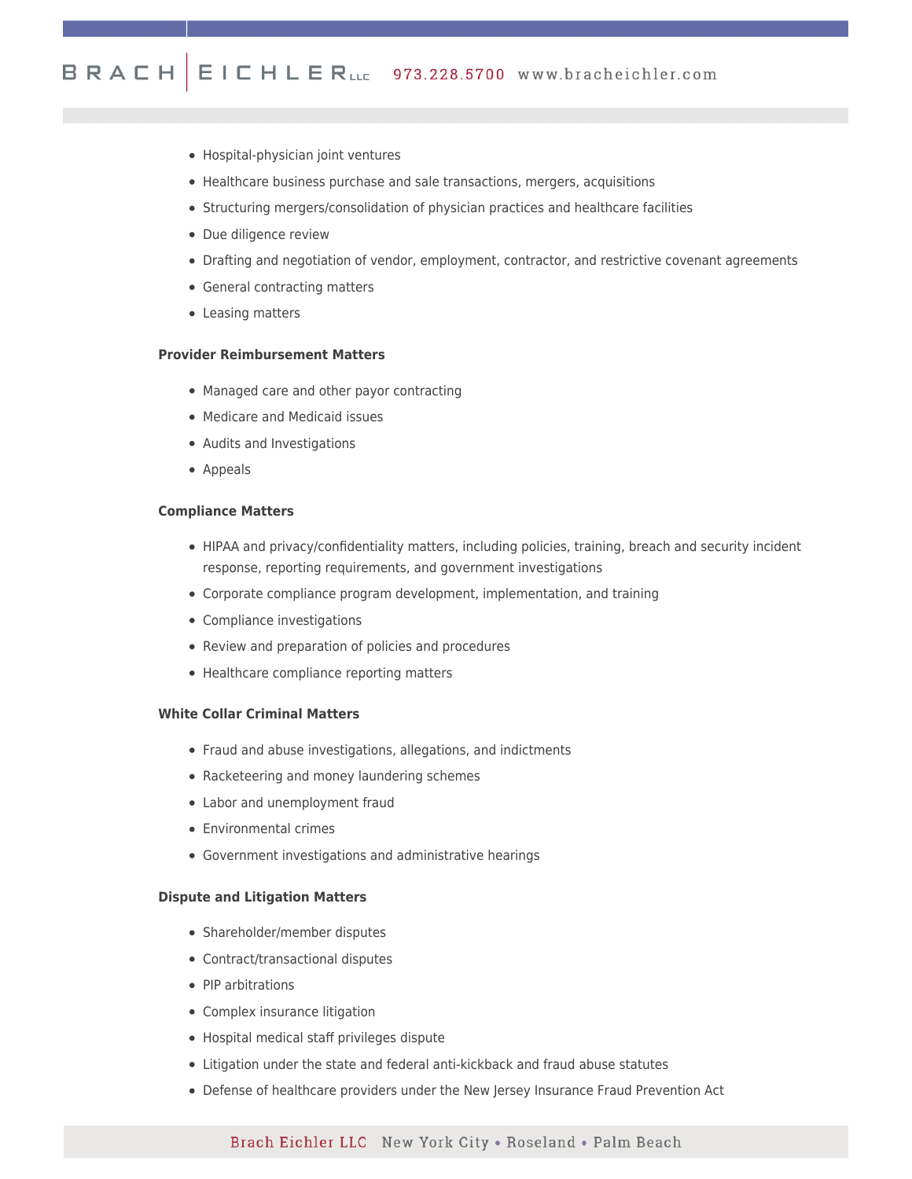- Hospital-physician joint ventures
- Healthcare business purchase and sale transactions, mergers, acquisitions
- Structuring mergers/consolidation of physician practices and healthcare facilities
- Due diligence review
- Drafting and negotiation of vendor, employment, contractor, and restrictive covenant agreements
- General contracting matters
- Leasing matters

**Provider Reimbursement Matters**

- Managed care and other payor contracting
- Medicare and Medicaid issues
- Audits and Investigations
- Appeals

**Compliance Matters**

- HIPAA and privacy/confidentiality matters, including policies, training, breach and security incident response, reporting requirements, and government investigations
- Corporate compliance program development, implementation, and training
- Compliance investigations
- Review and preparation of policies and procedures
- Healthcare compliance reporting matters

**White Collar Criminal Matters**

- Fraud and abuse investigations, allegations, and indictments
- Racketeering and money laundering schemes
- Labor and unemployment fraud
- Environmental crimes
- Government investigations and administrative hearings

**Dispute and Litigation Matters**

- Shareholder/member disputes
- Contract/transactional disputes
- PIP arbitrations
- Complex insurance litigation
- Hospital medical staff privileges dispute
- Litigation under the state and federal anti-kickback and fraud abuse statutes
- Defense of healthcare providers under the New Jersey Insurance Fraud Prevention Act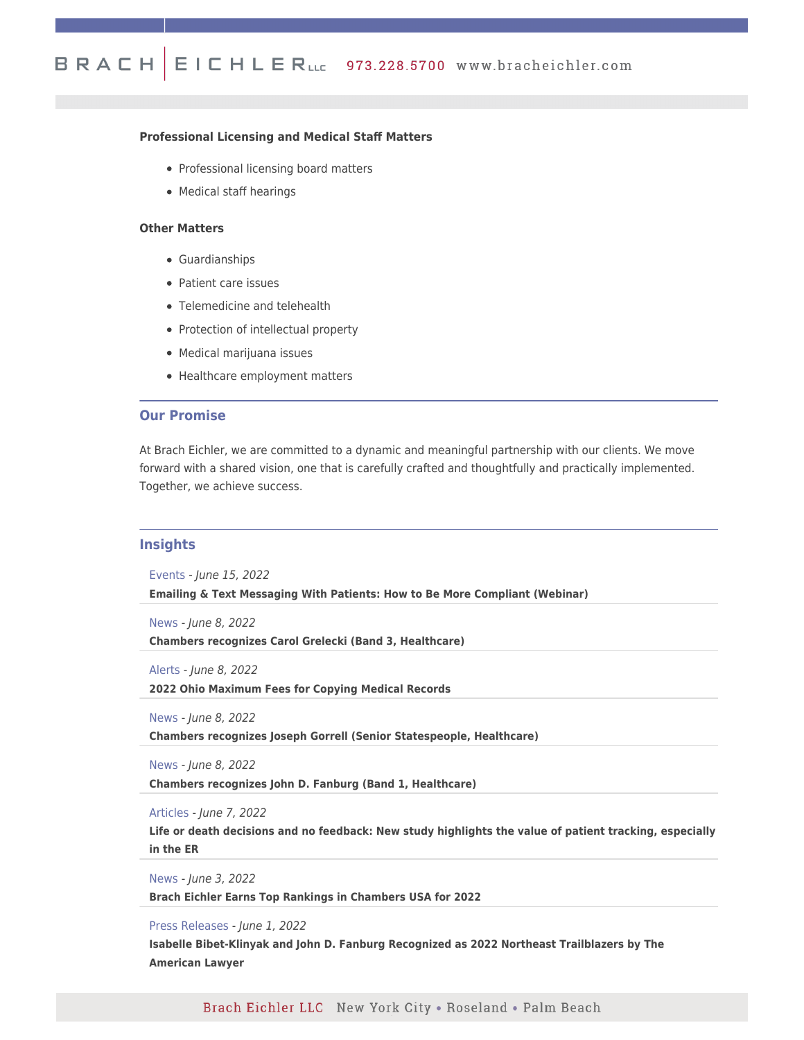**Professional Licensing and Medical Staff Matters**

- Professional licensing board matters
- Medical staff hearings

**Other Matters**

- Guardianships
- Patient care issues
- Telemedicine and telehealth
- Protection of intellectual property
- Medical marijuana issues
- Healthcare employment matters

## Our Promise

At Brach Eichler, we are committed to a dynamic and meaningful partnership with our clients. We move forward with a shared vision, one that is carefully crafted and thoughtfully and practically implemented. Together, we achieve success.

## Insights

Events - *June 15, 2022*
**Emailing & Text Messaging With Patients: How to Be More Compliant (Webinar)**

News - *June 8, 2022*
**Chambers recognizes Carol Grelecki (Band 3, Healthcare)**

Alerts - *June 8, 2022*
**2022 Ohio Maximum Fees for Copying Medical Records**

News - *June 8, 2022*
**Chambers recognizes Joseph Gorrell (Senior Statespeople, Healthcare)**

News - *June 8, 2022*
**Chambers recognizes John D. Fanburg (Band 1, Healthcare)**

Articles - *June 7, 2022*
**Life or death decisions and no feedback: New study highlights the value of patient tracking, especially in the ER**

News - *June 3, 2022*
**Brach Eichler Earns Top Rankings in Chambers USA for 2022**

Press Releases - *June 1, 2022*
**Isabelle Bibet-Klinyak and John D. Fanburg Recognized as 2022 Northeast Trailblazers by The American Lawyer**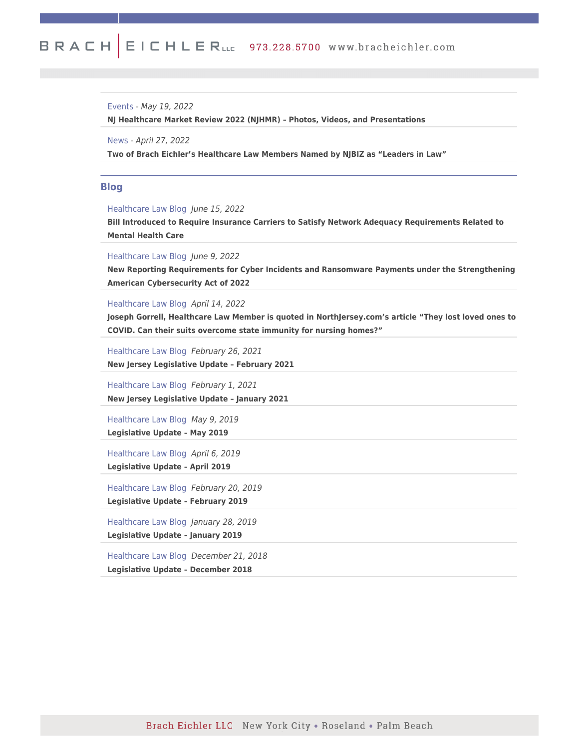Events - *May 19, 2022*

**NJ Healthcare Market Review 2022 (NJHMR) – Photos, Videos, and Presentations**

News - *April 27, 2022*

**Two of Brach Eichler's Healthcare Law Members Named by NJBIZ as "Leaders in Law"**

## Blog

Healthcare Law Blog *June 15, 2022*

**Bill Introduced to Require Insurance Carriers to Satisfy Network Adequacy Requirements Related to Mental Health Care**

Healthcare Law Blog *June 9, 2022*

**New Reporting Requirements for Cyber Incidents and Ransomware Payments under the Strengthening American Cybersecurity Act of 2022**

Healthcare Law Blog *April 14, 2022*

**Joseph Gorrell, Healthcare Law Member is quoted in NorthJersey.com's article "They lost loved ones to COVID. Can their suits overcome state immunity for nursing homes?"**

Healthcare Law Blog *February 26, 2021*

**New Jersey Legislative Update – February 2021**

Healthcare Law Blog *February 1, 2021*

**New Jersey Legislative Update – January 2021**

Healthcare Law Blog *May 9, 2019*

**Legislative Update – May 2019**

Healthcare Law Blog *April 6, 2019*

**Legislative Update – April 2019**

Healthcare Law Blog *February 20, 2019*

**Legislative Update – February 2019**

Healthcare Law Blog *January 28, 2019*

**Legislative Update – January 2019**

Healthcare Law Blog *December 21, 2018*

**Legislative Update – December 2018**